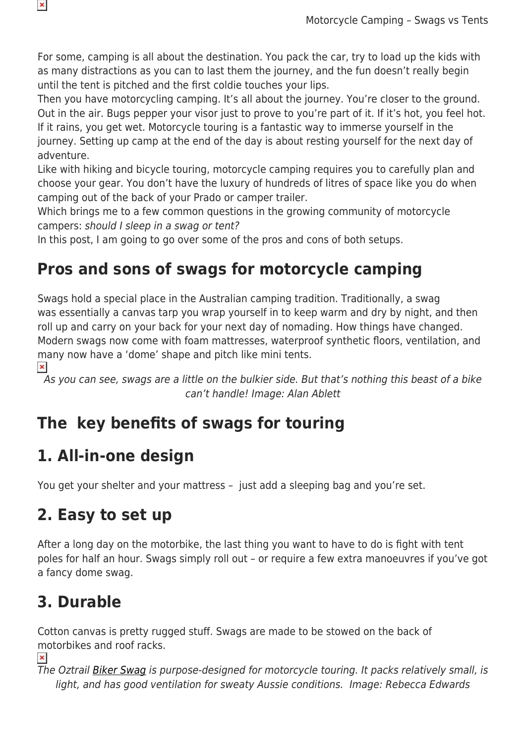For some, camping is all about the destination. You pack the car, try to load up the kids with as many distractions as you can to last them the journey, and the fun doesn't really begin until the tent is pitched and the first coldie touches your lips.

Then you have motorcycling camping. It's all about the journey. You're closer to the ground. Out in the air. Bugs pepper your visor just to prove to you're part of it. If it's hot, you feel hot. If it rains, you get wet. Motorcycle touring is a fantastic way to immerse yourself in the journey. Setting up camp at the end of the day is about resting yourself for the next day of adventure.

Like with hiking and bicycle touring, motorcycle camping requires you to carefully plan and choose your gear. You don't have the luxury of hundreds of litres of space like you do when camping out of the back of your Prado or camper trailer.

Which brings me to a few common questions in the growing community of motorcycle campers: *should I sleep in a swag or tent?*

In this post, I am going to go over some of the pros and cons of both setups.

## Pros and sons of swags for motorcycle camping

Swags hold a special place in the Australian camping tradition. Traditionally, a swag was essentially a canvas tarp you wrap yourself in to keep warm and dry by night, and then roll up and carry on your back for your next day of nomading. How things have changed. Modern swags now come with foam mattresses, waterproof synthetic floors, ventilation, and many now have a 'dome' shape and pitch like mini tents.

*As you can see, swags are a little on the bulkier side. But that's nothing this beast of a bike can't handle! Image: Alan Ablett*

## The key benefits of swags for touring

## 1. All-in-one design

You get your shelter and your mattress – just add a sleeping bag and you're set.

## 2. Easy to set up

After a long day on the motorbike, the last thing you want to have to do is fight with tent poles for half an hour. Swags simply roll out – or require a few extra manoeuvres if you've got a fancy dome swag.

## 3. Durable

Cotton canvas is pretty rugged stuff. Swags are made to be stowed on the back of motorbikes and roof racks.

*The Oztrail Biker Swag is purpose-designed for motorcycle touring. It packs relatively small, is light, and has good ventilation for sweaty Aussie conditions. Image: Rebecca Edwards*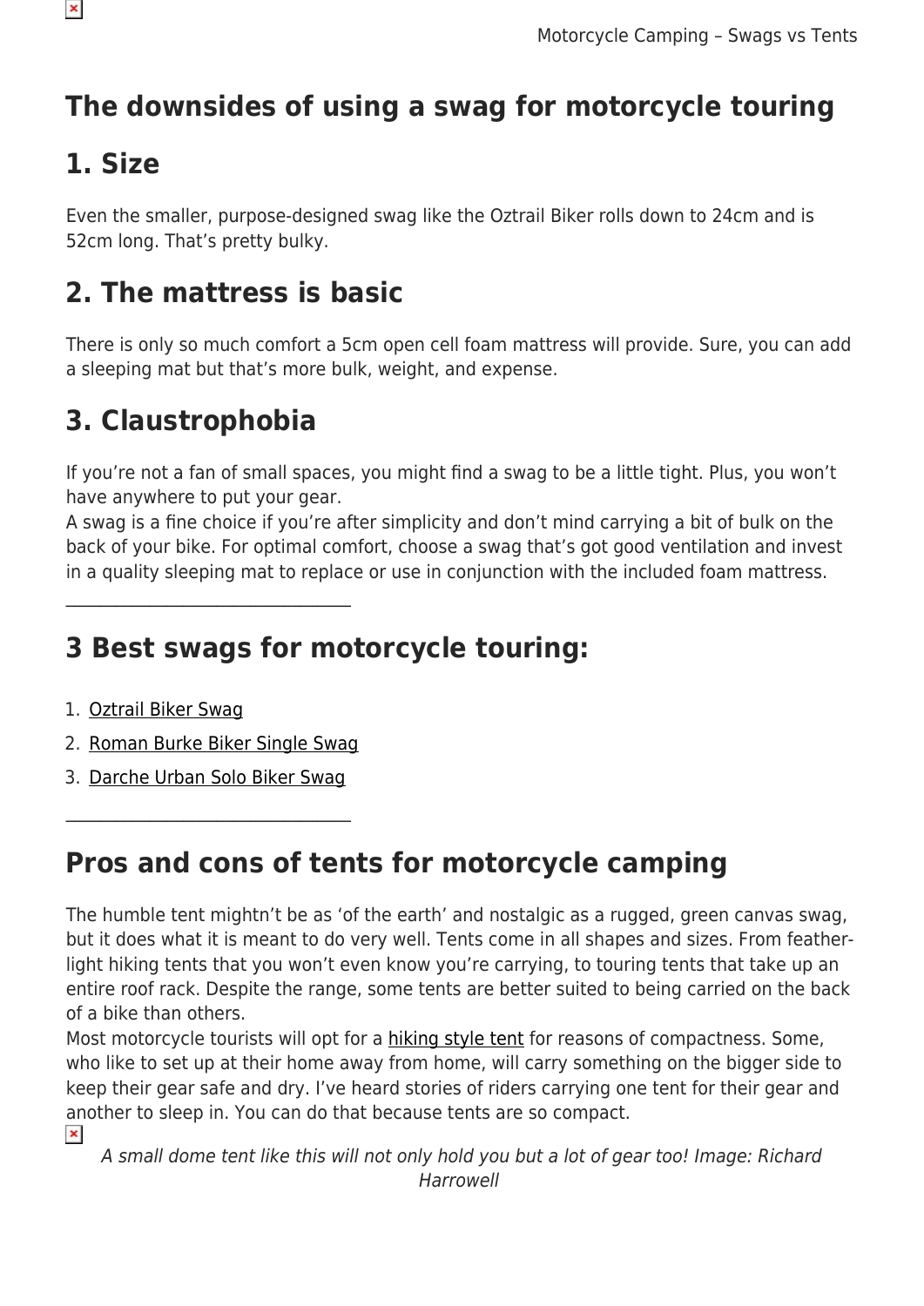## The downsides of using a swag for motorcycle touring

## 1. Size

Even the smaller, purpose-designed swag like the Oztrail Biker rolls down to 24cm and is 52cm long. That's pretty bulky.

## 2. The mattress is basic

There is only so much comfort a 5cm open cell foam mattress will provide. Sure, you can add a sleeping mat but that's more bulk, weight, and expense.

## 3. Claustrophobia

If you're not a fan of small spaces, you might find a swag to be a little tight. Plus, you won't have anywhere to put your gear.
A swag is a fine choice if you're after simplicity and don't mind carrying a bit of bulk on the back of your bike. For optimal comfort, choose a swag that's got good ventilation and invest in a quality sleeping mat to replace or use in conjunction with the included foam mattress.

---

## 3 Best swags for motorcycle touring:

1. Oztrail Biker Swag
2. Roman Burke Biker Single Swag
3. Darche Urban Solo Biker Swag

---

## Pros and cons of tents for motorcycle camping

The humble tent mightn't be as 'of the earth' and nostalgic as a rugged, green canvas swag, but it does what it is meant to do very well. Tents come in all shapes and sizes. From feather-light hiking tents that you won't even know you're carrying, to touring tents that take up an entire roof rack. Despite the range, some tents are better suited to being carried on the back of a bike than others.
Most motorcycle tourists will opt for a hiking style tent for reasons of compactness. Some, who like to set up at their home away from home, will carry something on the bigger side to keep their gear safe and dry. I've heard stories of riders carrying one tent for their gear and another to sleep in. You can do that because tents are so compact.

*A small dome tent like this will not only hold you but a lot of gear too! Image: Richard Harrowell*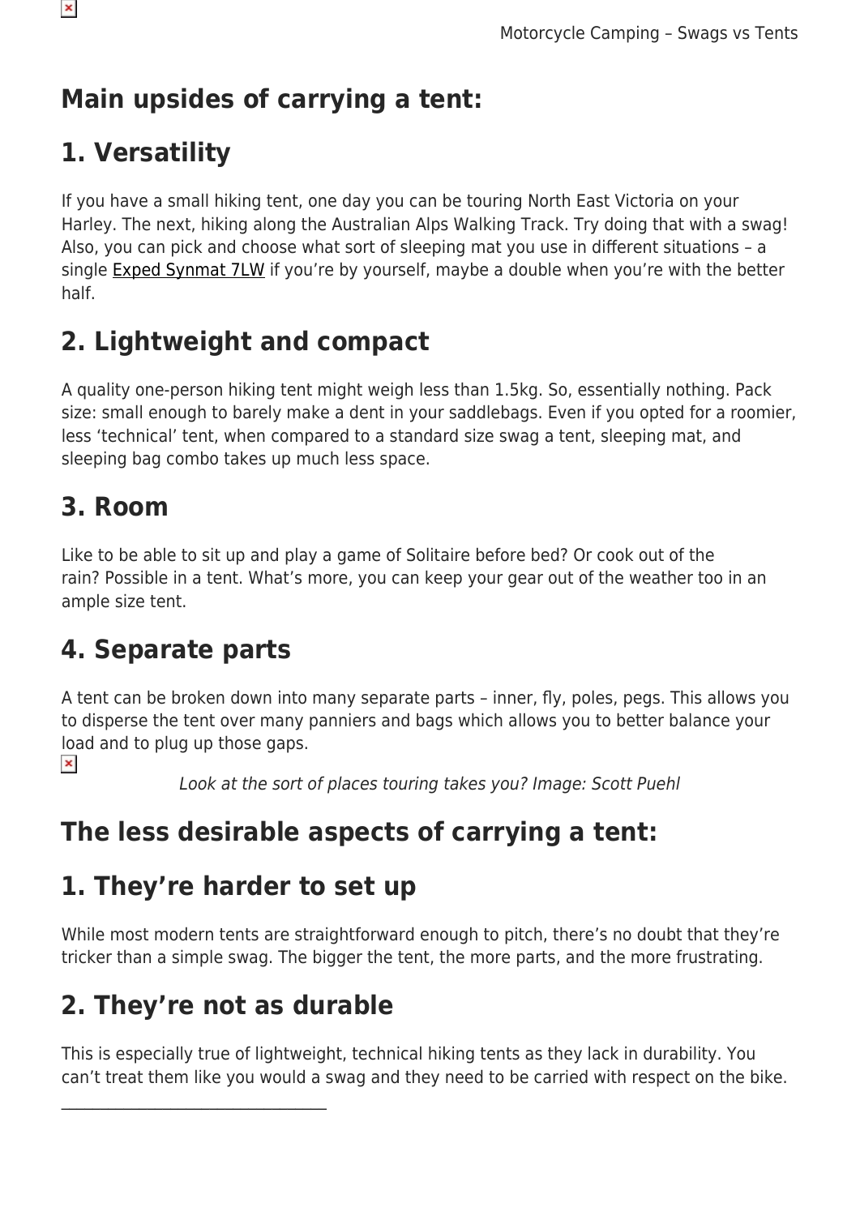## Main upsides of carrying a tent:

## 1. Versatility

If you have a small hiking tent, one day you can be touring North East Victoria on your Harley. The next, hiking along the Australian Alps Walking Track. Try doing that with a swag! Also, you can pick and choose what sort of sleeping mat you use in different situations – a single Exped Synmat 7LW if you're by yourself, maybe a double when you're with the better half.

## 2. Lightweight and compact

A quality one-person hiking tent might weigh less than 1.5kg. So, essentially nothing. Pack size: small enough to barely make a dent in your saddlebags. Even if you opted for a roomier, less 'technical' tent, when compared to a standard size swag a tent, sleeping mat, and sleeping bag combo takes up much less space.

## 3. Room

Like to be able to sit up and play a game of Solitaire before bed? Or cook out of the rain? Possible in a tent. What's more, you can keep your gear out of the weather too in an ample size tent.

## 4. Separate parts

A tent can be broken down into many separate parts – inner, fly, poles, pegs. This allows you to disperse the tent over many panniers and bags which allows you to better balance your load and to plug up those gaps.

*Look at the sort of places touring takes you? Image: Scott Puehl*

## The less desirable aspects of carrying a tent:

## 1. They're harder to set up

While most modern tents are straightforward enough to pitch, there's no doubt that they're tricker than a simple swag. The bigger the tent, the more parts, and the more frustrating.

## 2. They're not as durable

This is especially true of lightweight, technical hiking tents as they lack in durability. You can't treat them like you would a swag and they need to be carried with respect on the bike.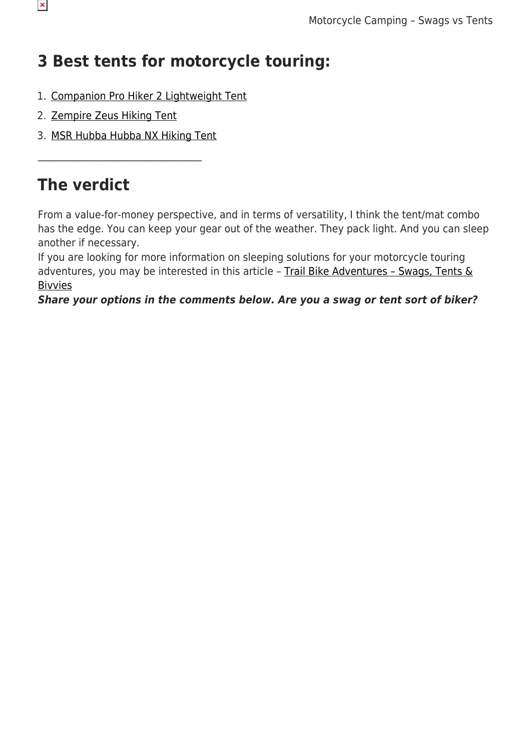## 3 Best tents for motorcycle touring:

1. Companion Pro Hiker 2 Lightweight Tent
2. Zempire Zeus Hiking Tent
3. MSR Hubba Hubba NX Hiking Tent

---

## The verdict

From a value-for-money perspective, and in terms of versatility, I think the tent/mat combo has the edge. You can keep your gear out of the weather. They pack light. And you can sleep another if necessary.

If you are looking for more information on sleeping solutions for your motorcycle touring adventures, you may be interested in this article – Trail Bike Adventures – Swags, Tents & Bivvies

***Share your options in the comments below. Are you a swag or tent sort of biker?***